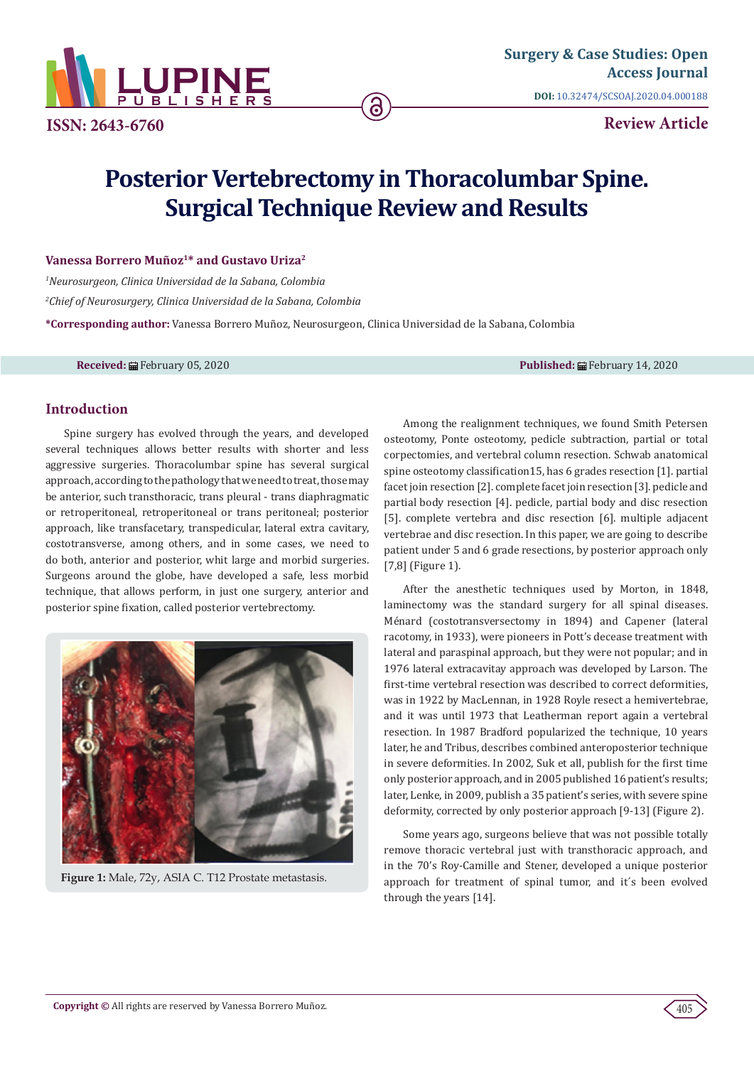Surgery & Case Studies: Open Access Journal

DOI: 10.32474/SCSOAJ.2020.04.000188

ISSN: 2643-6760

Review Article

# Posterior Vertebrectomy in Thoracolumbar Spine. Surgical Technique Review and Results

**Vanessa Borrero Muñoz[1]* and Gustavo Uriza[2]**

[1]*Neurosurgeon, Clinica Universidad de la Sabana, Colombia*

[2]*Chief of Neurosurgery, Clinica Universidad de la Sabana, Colombia*

***Corresponding author:** Vanessa Borrero Muñoz, Neurosurgeon, Clinica Universidad de la Sabana, Colombia

**Received:** February 05, 2020 **Published:** February 14, 2020

## Introduction

Spine surgery has evolved through the years, and developed several techniques allows better results with shorter and less aggressive surgeries. Thoracolumbar spine has several surgical approach, according to the pathology that we need to treat, those may be anterior, such transthoracic, trans pleural - trans diaphragmatic or retroperitoneal, retroperitoneal or trans peritoneal; posterior approach, like transfacetary, transpedicular, lateral extra cavitary, costotransverse, among others, and in some cases, we need to do both, anterior and posterior, whit large and morbid surgeries. Surgeons around the globe, have developed a safe, less morbid technique, that allows perform, in just one surgery, anterior and posterior spine fixation, called posterior vertebrectomy.

**Figure 1:** Male, 72y, ASIA C. T12 Prostate metastasis.

Among the realignment techniques, we found Smith Petersen osteotomy, Ponte osteotomy, pedicle subtraction, partial or total corpectomies, and vertebral column resection. Schwab anatomical spine osteotomy classification15, has 6 grades resection [1]. partial facet join resection [2]. complete facet join resection [3]. pedicle and partial body resection [4]. pedicle, partial body and disc resection [5]. complete vertebra and disc resection [6]. multiple adjacent vertebrae and disc resection. In this paper, we are going to describe patient under 5 and 6 grade resections, by posterior approach only [7,8] (Figure 1).

After the anesthetic techniques used by Morton, in 1848, laminectomy was the standard surgery for all spinal diseases. Ménard (costotransversectomy in 1894) and Capener (lateral racotomy, in 1933), were pioneers in Pott's decease treatment with lateral and paraspinal approach, but they were not popular; and in 1976 lateral extracavitay approach was developed by Larson. The first-time vertebral resection was described to correct deformities, was in 1922 by MacLennan, in 1928 Royle resect a hemivertebrae, and it was until 1973 that Leatherman report again a vertebral resection. In 1987 Bradford popularized the technique, 10 years later, he and Tribus, describes combined anteroposterior technique in severe deformities. In 2002, Suk et all, publish for the first time only posterior approach, and in 2005 published 16 patient's results; later, Lenke, in 2009, publish a 35 patient's series, with severe spine deformity, corrected by only posterior approach [9-13] (Figure 2).

Some years ago, surgeons believe that was not possible totally remove thoracic vertebral just with transthoracic approach, and in the 70's Roy-Camille and Stener, developed a unique posterior approach for treatment of spinal tumor, and it´s been evolved through the years [14].

**Copyright ©** All rights are reserved by Vanessa Borrero Muñoz.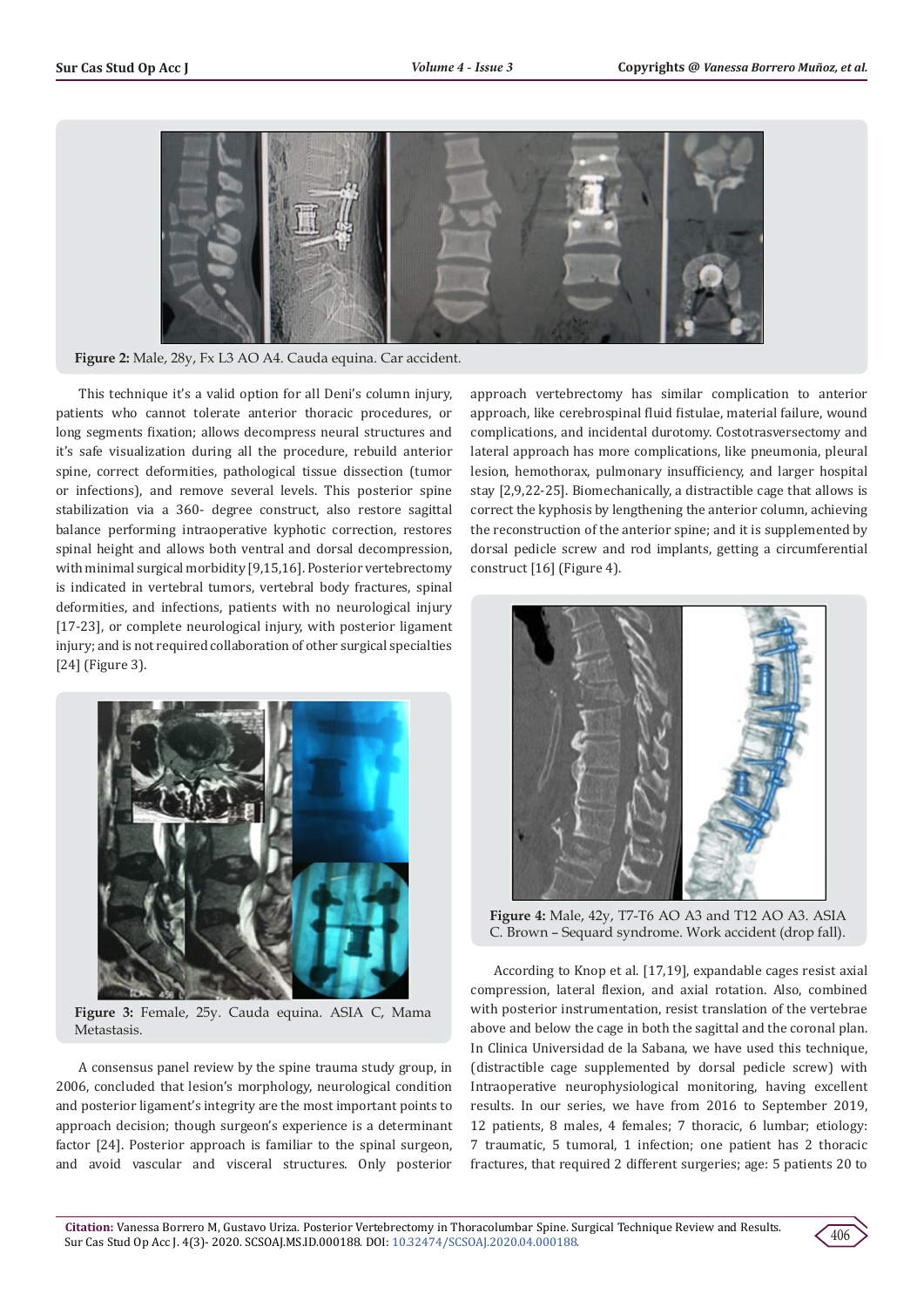Figure 2: Male, 28y, Fx L3 AO A4. Cauda equina. Car accident.

This technique it's a valid option for all Deni's column injury, patients who cannot tolerate anterior thoracic procedures, or long segments fixation; allows decompress neural structures and it's safe visualization during all the procedure, rebuild anterior spine, correct deformities, pathological tissue dissection (tumor or infections), and remove several levels. This posterior spine stabilization via a 360- degree construct, also restore sagittal balance performing intraoperative kyphotic correction, restores spinal height and allows both ventral and dorsal decompression, with minimal surgical morbidity [9,15,16]. Posterior vertebrectomy is indicated in vertebral tumors, vertebral body fractures, spinal deformities, and infections, patients with no neurological injury [17-23], or complete neurological injury, with posterior ligament injury; and is not required collaboration of other surgical specialties [24] (Figure 3).

Figure 3: Female, 25y. Cauda equina. ASIA C, Mama Metastasis.

A consensus panel review by the spine trauma study group, in 2006, concluded that lesion's morphology, neurological condition and posterior ligament's integrity are the most important points to approach decision; though surgeon's experience is a determinant factor [24]. Posterior approach is familiar to the spinal surgeon, and avoid vascular and visceral structures. Only posterior approach vertebrectomy has similar complication to anterior approach, like cerebrospinal fluid fistulae, material failure, wound complications, and incidental durotomy. Costotrasversectomy and lateral approach has more complications, like pneumonia, pleural lesion, hemothorax, pulmonary insufficiency, and larger hospital stay [2,9,22-25]. Biomechanically, a distractible cage that allows is correct the kyphosis by lengthening the anterior column, achieving the reconstruction of the anterior spine; and it is supplemented by dorsal pedicle screw and rod implants, getting a circumferential construct [16] (Figure 4).

Figure 4: Male, 42y, T7-T6 AO A3 and T12 AO A3. ASIA C. Brown – Sequard syndrome. Work accident (drop fall).

According to Knop et al. [17,19], expandable cages resist axial compression, lateral flexion, and axial rotation. Also, combined with posterior instrumentation, resist translation of the vertebrae above and below the cage in both the sagittal and the coronal plan. In Clinica Universidad de la Sabana, we have used this technique, (distractible cage supplemented by dorsal pedicle screw) with Intraoperative neurophysiological monitoring, having excellent results. In our series, we have from 2016 to September 2019, 12 patients, 8 males, 4 females; 7 thoracic, 6 lumbar; etiology: 7 traumatic, 5 tumoral, 1 infection; one patient has 2 thoracic fractures, that required 2 different surgeries; age: 5 patients 20 to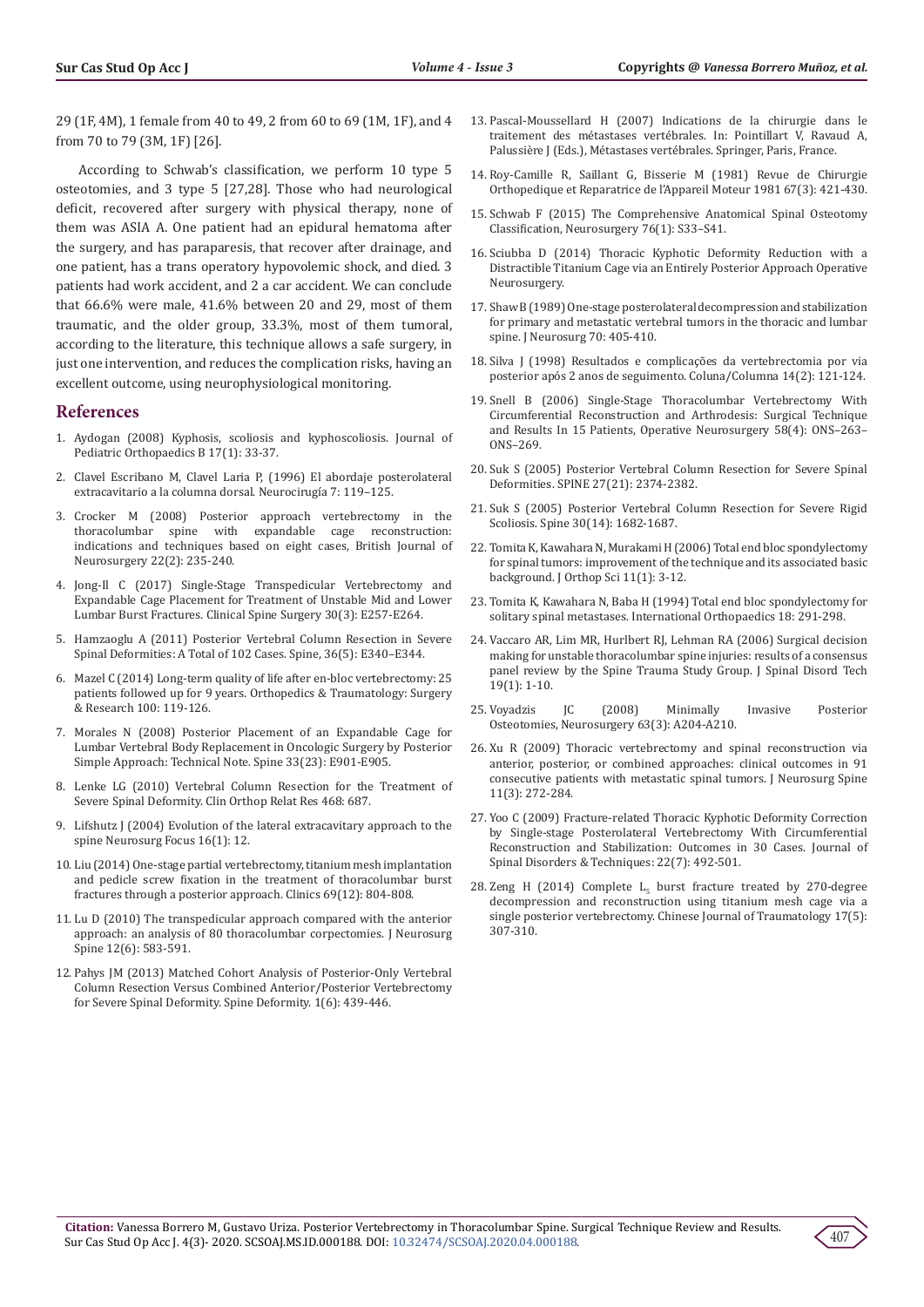29 (1F, 4M), 1 female from 40 to 49, 2 from 60 to 69 (1M, 1F), and 4 from 70 to 79 (3M, 1F) [26].

According to Schwab's classification, we perform 10 type 5 osteotomies, and 3 type 5 [27,28]. Those who had neurological deficit, recovered after surgery with physical therapy, none of them was ASIA A. One patient had an epidural hematoma after the surgery, and has paraparesis, that recover after drainage, and one patient, has a trans operatory hypovolemic shock, and died. 3 patients had work accident, and 2 a car accident. We can conclude that 66.6% were male, 41.6% between 20 and 29, most of them traumatic, and the older group, 33.3%, most of them tumoral, according to the literature, this technique allows a safe surgery, in just one intervention, and reduces the complication risks, having an excellent outcome, using neurophysiological monitoring.

## References

1. Aydogan (2008) Kyphosis, scoliosis and kyphoscoliosis. Journal of Pediatric Orthopaedics B 17(1): 33-37.
2. Clavel Escribano M, Clavel Laria P, (1996) El abordaje posterolateral extracavitario a la columna dorsal. Neurocirugía 7: 119–125.
3. Crocker M (2008) Posterior approach vertebrectomy in the thoracolumbar spine with expandable cage reconstruction: indications and techniques based on eight cases, British Journal of Neurosurgery 22(2): 235-240.
4. Jong-Il C (2017) Single-Stage Transpedicular Vertebrectomy and Expandable Cage Placement for Treatment of Unstable Mid and Lower Lumbar Burst Fractures. Clinical Spine Surgery 30(3): E257-E264.
5. Hamzaoglu A (2011) Posterior Vertebral Column Resection in Severe Spinal Deformities: A Total of 102 Cases. Spine, 36(5): E340–E344.
6. Mazel C (2014) Long-term quality of life after en-bloc vertebrectomy: 25 patients followed up for 9 years. Orthopedics & Traumatology: Surgery & Research 100: 119-126.
7. Morales N (2008) Posterior Placement of an Expandable Cage for Lumbar Vertebral Body Replacement in Oncologic Surgery by Posterior Simple Approach: Technical Note. Spine 33(23): E901-E905.
8. Lenke LG (2010) Vertebral Column Resection for the Treatment of Severe Spinal Deformity. Clin Orthop Relat Res 468: 687.
9. Lifshutz J (2004) Evolution of the lateral extracavitary approach to the spine Neurosurg Focus 16(1): 12.
10. Liu (2014) One-stage partial vertebrectomy, titanium mesh implantation and pedicle screw fixation in the treatment of thoracolumbar burst fractures through a posterior approach. Clinics 69(12): 804-808.
11. Lu D (2010) The transpedicular approach compared with the anterior approach: an analysis of 80 thoracolumbar corpectomies. J Neurosurg Spine 12(6): 583-591.
12. Pahys JM (2013) Matched Cohort Analysis of Posterior-Only Vertebral Column Resection Versus Combined Anterior/Posterior Vertebrectomy for Severe Spinal Deformity. Spine Deformity. 1(6): 439-446.
13. Pascal-Moussellard H (2007) Indications de la chirurgie dans le traitement des métastases vertébrales. In: Pointillart V, Ravaud A, Palussière J (Eds.), Métastases vertébrales. Springer, Paris, France.
14. Roy-Camille R, Saillant G, Bisserie M (1981) Revue de Chirurgie Orthopedique et Reparatrice de l'Appareil Moteur 1981 67(3): 421-430.
15. Schwab F (2015) The Comprehensive Anatomical Spinal Osteotomy Classification, Neurosurgery 76(1): S33–S41.
16. Sciubba D (2014) Thoracic Kyphotic Deformity Reduction with a Distractible Titanium Cage via an Entirely Posterior Approach Operative Neurosurgery.
17. Shaw B (1989) One-stage posterolateral decompression and stabilization for primary and metastatic vertebral tumors in the thoracic and lumbar spine. J Neurosurg 70: 405-410.
18. Silva J (1998) Resultados e complicações da vertebrectomia por via posterior após 2 anos de seguimento. Coluna/Columna 14(2): 121-124.
19. Snell B (2006) Single-Stage Thoracolumbar Vertebrectomy With Circumferential Reconstruction and Arthrodesis: Surgical Technique and Results In 15 Patients, Operative Neurosurgery 58(4): ONS–263–ONS–269.
20. Suk S (2005) Posterior Vertebral Column Resection for Severe Spinal Deformities. SPINE 27(21): 2374-2382.
21. Suk S (2005) Posterior Vertebral Column Resection for Severe Rigid Scoliosis. Spine 30(14): 1682-1687.
22. Tomita K, Kawahara N, Murakami H (2006) Total end bloc spondylectomy for spinal tumors: improvement of the technique and its associated basic background. J Orthop Sci 11(1): 3-12.
23. Tomita K, Kawahara N, Baba H (1994) Total end bloc spondylectomy for solitary spinal metastases. International Orthopaedics 18: 291-298.
24. Vaccaro AR, Lim MR, Hurlbert RJ, Lehman RA (2006) Surgical decision making for unstable thoracolumbar spine injuries: results of a consensus panel review by the Spine Trauma Study Group. J Spinal Disord Tech 19(1): 1-10.
25. Voyadzis JC (2008) Minimally Invasive Posterior Osteotomies, Neurosurgery 63(3): A204-A210.
26. Xu R (2009) Thoracic vertebrectomy and spinal reconstruction via anterior, posterior, or combined approaches: clinical outcomes in 91 consecutive patients with metastatic spinal tumors. J Neurosurg Spine 11(3): 272-284.
27. Yoo C (2009) Fracture-related Thoracic Kyphotic Deformity Correction by Single-stage Posterolateral Vertebrectomy With Circumferential Reconstruction and Stabilization: Outcomes in 30 Cases. Journal of Spinal Disorders & Techniques: 22(7): 492-501.
28. Zeng H (2014) Complete $L_5$ burst fracture treated by 270-degree decompression and reconstruction using titanium mesh cage via a single posterior vertebrectomy. Chinese Journal of Traumatology 17(5): 307-310.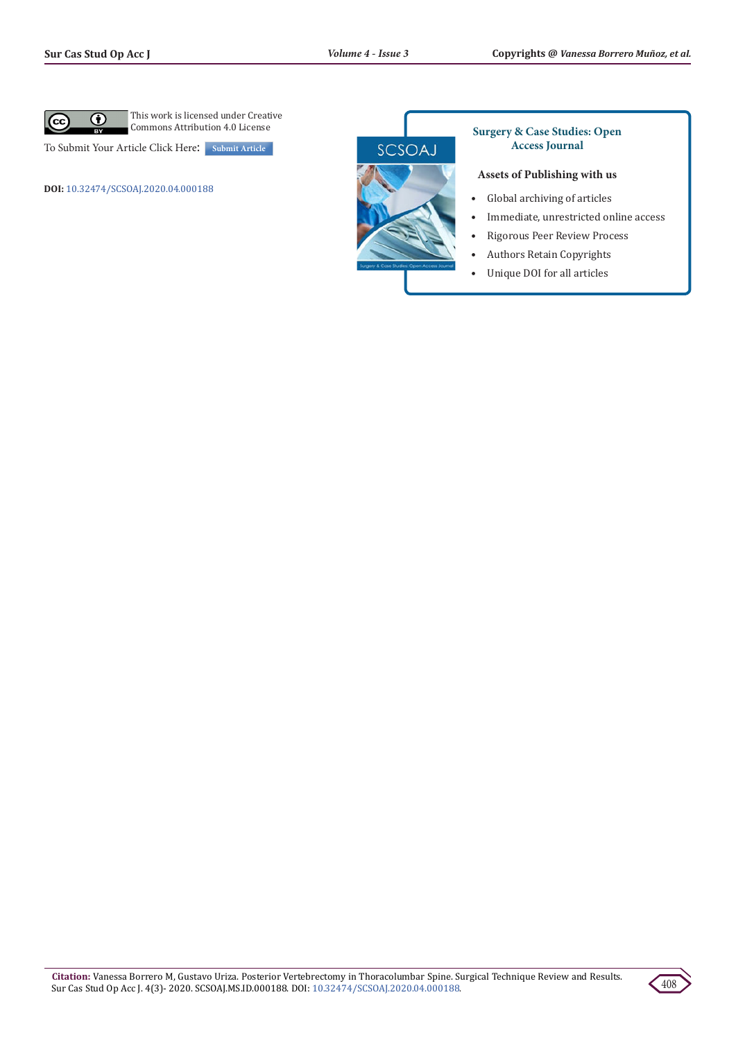This work is licensed under Creative Commons Attribution 4.0 License

To Submit Your Article Click Here: Submit Article

**DOI:** 10.32474/SCSOAJ.2020.04.000188

**Surgery & Case Studies: Open Access Journal**

**Assets of Publishing with us**

- Global archiving of articles
- Immediate, unrestricted online access
- Rigorous Peer Review Process
- Authors Retain Copyrights
- Unique DOI for all articles